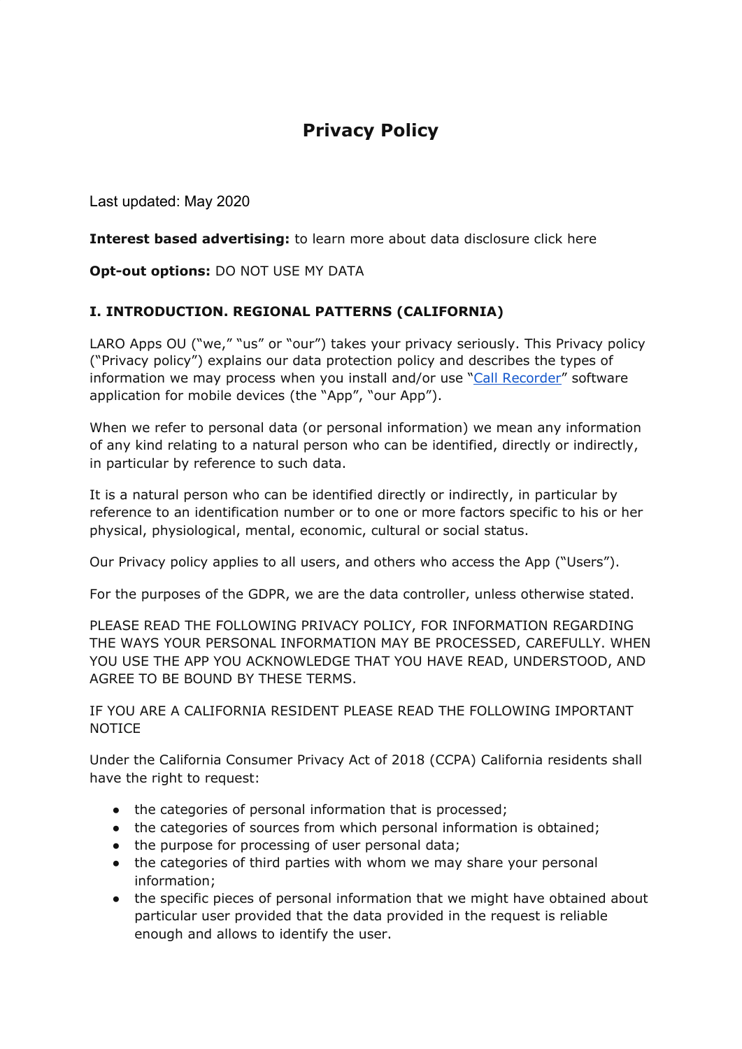# Privacy Policy

Last updated: May 2020

**Interest based advertising:** to learn more about data disclosure click here

**Opt-out options:** DO NOT USE MY DATA

## I. INTRODUCTION. REGIONAL PATTERNS (CALIFORNIA)

LARO Apps OU ("we," "us" or "our") takes your privacy seriously. This Privacy policy ("Privacy policy") explains our data protection policy and describes the types of information we may process when you install and/or use "Call Recorder" software application for mobile devices (the "App", "our App").

When we refer to personal data (or personal information) we mean any information of any kind relating to a natural person who can be identified, directly or indirectly, in particular by reference to such data.

It is a natural person who can be identified directly or indirectly, in particular by reference to an identification number or to one or more factors specific to his or her physical, physiological, mental, economic, cultural or social status.

Our Privacy policy applies to all users, and others who access the App ("Users").

For the purposes of the GDPR, we are the data controller, unless otherwise stated.

PLEASE READ THE FOLLOWING PRIVACY POLICY, FOR INFORMATION REGARDING THE WAYS YOUR PERSONAL INFORMATION MAY BE PROCESSED, CAREFULLY. WHEN YOU USE THE APP YOU ACKNOWLEDGE THAT YOU HAVE READ, UNDERSTOOD, AND AGREE TO BE BOUND BY THESE TERMS.

IF YOU ARE A CALIFORNIA RESIDENT PLEASE READ THE FOLLOWING IMPORTANT NOTICE

Under the California Consumer Privacy Act of 2018 (CCPA) California residents shall have the right to request:

- the categories of personal information that is processed;
- the categories of sources from which personal information is obtained;
- the purpose for processing of user personal data;
- the categories of third parties with whom we may share your personal information;
- the specific pieces of personal information that we might have obtained about particular user provided that the data provided in the request is reliable enough and allows to identify the user.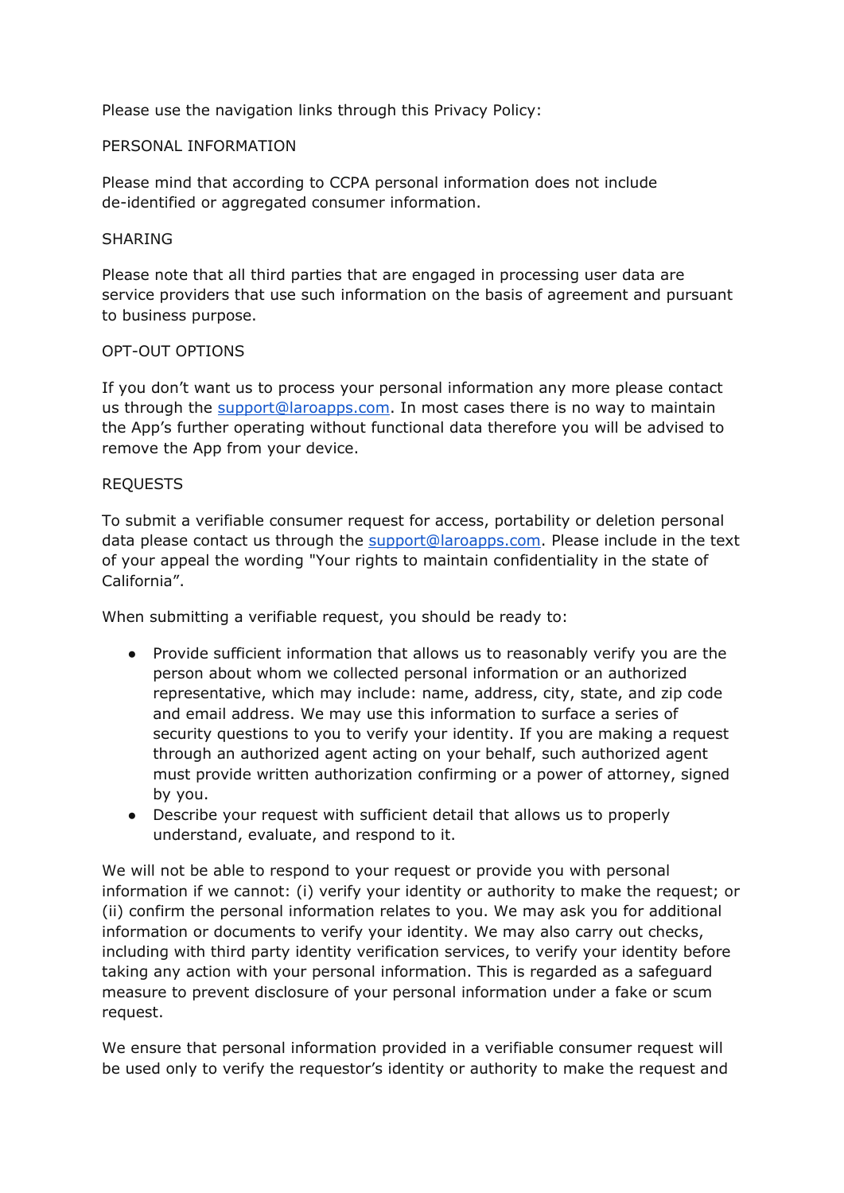Please use the navigation links through this Privacy Policy:

PERSONAL INFORMATION

Please mind that according to CCPA personal information does not include de-identified or aggregated consumer information.

SHARING

Please note that all third parties that are engaged in processing user data are service providers that use such information on the basis of agreement and pursuant to business purpose.

OPT-OUT OPTIONS

If you don't want us to process your personal information any more please contact us through the support@laroapps.com. In most cases there is no way to maintain the App's further operating without functional data therefore you will be advised to remove the App from your device.

REQUESTS

To submit a verifiable consumer request for access, portability or deletion personal data please contact us through the support@laroapps.com. Please include in the text of your appeal the wording "Your rights to maintain confidentiality in the state of California".

When submitting a verifiable request, you should be ready to:

- Provide sufficient information that allows us to reasonably verify you are the person about whom we collected personal information or an authorized representative, which may include: name, address, city, state, and zip code and email address. We may use this information to surface a series of security questions to you to verify your identity. If you are making a request through an authorized agent acting on your behalf, such authorized agent must provide written authorization confirming or a power of attorney, signed by you.
- Describe your request with sufficient detail that allows us to properly understand, evaluate, and respond to it.

We will not be able to respond to your request or provide you with personal information if we cannot: (i) verify your identity or authority to make the request; or (ii) confirm the personal information relates to you. We may ask you for additional information or documents to verify your identity. We may also carry out checks, including with third party identity verification services, to verify your identity before taking any action with your personal information. This is regarded as a safeguard measure to prevent disclosure of your personal information under a fake or scum request.

We ensure that personal information provided in a verifiable consumer request will be used only to verify the requestor's identity or authority to make the request and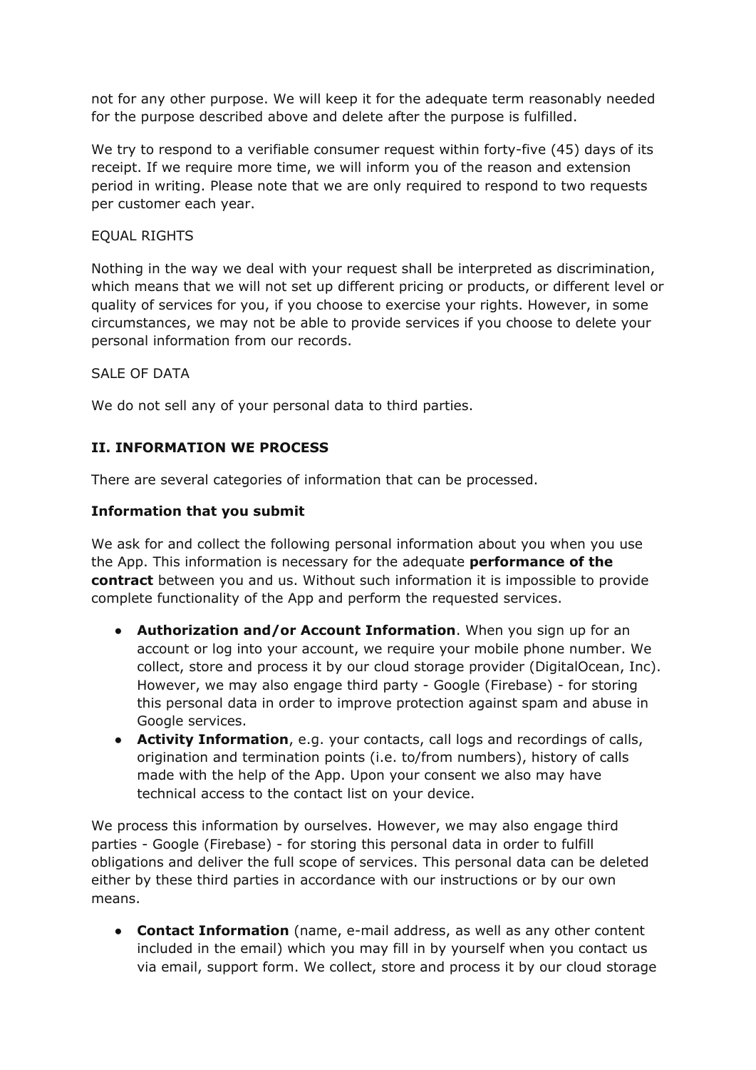not for any other purpose. We will keep it for the adequate term reasonably needed for the purpose described above and delete after the purpose is fulfilled.

We try to respond to a verifiable consumer request within forty-five (45) days of its receipt. If we require more time, we will inform you of the reason and extension period in writing. Please note that we are only required to respond to two requests per customer each year.

EQUAL RIGHTS

Nothing in the way we deal with your request shall be interpreted as discrimination, which means that we will not set up different pricing or products, or different level or quality of services for you, if you choose to exercise your rights. However, in some circumstances, we may not be able to provide services if you choose to delete your personal information from our records.

SALE OF DATA

We do not sell any of your personal data to third parties.

## II. INFORMATION WE PROCESS

There are several categories of information that can be processed.

### Information that you submit

We ask for and collect the following personal information about you when you use the App. This information is necessary for the adequate **performance of the contract** between you and us. Without such information it is impossible to provide complete functionality of the App and perform the requested services.

- **Authorization and/or Account Information**. When you sign up for an account or log into your account, we require your mobile phone number. We collect, store and process it by our cloud storage provider (DigitalOcean, Inc). However, we may also engage third party - Google (Firebase) - for storing this personal data in order to improve protection against spam and abuse in Google services.
- **Activity Information**, e.g. your contacts, call logs and recordings of calls, origination and termination points (i.e. to/from numbers), history of calls made with the help of the App. Upon your consent we also may have technical access to the contact list on your device.

We process this information by ourselves. However, we may also engage third parties - Google (Firebase) - for storing this personal data in order to fulfill obligations and deliver the full scope of services. This personal data can be deleted either by these third parties in accordance with our instructions or by our own means.

- **Contact Information** (name, e-mail address, as well as any other content included in the email) which you may fill in by yourself when you contact us via email, support form. We collect, store and process it by our cloud storage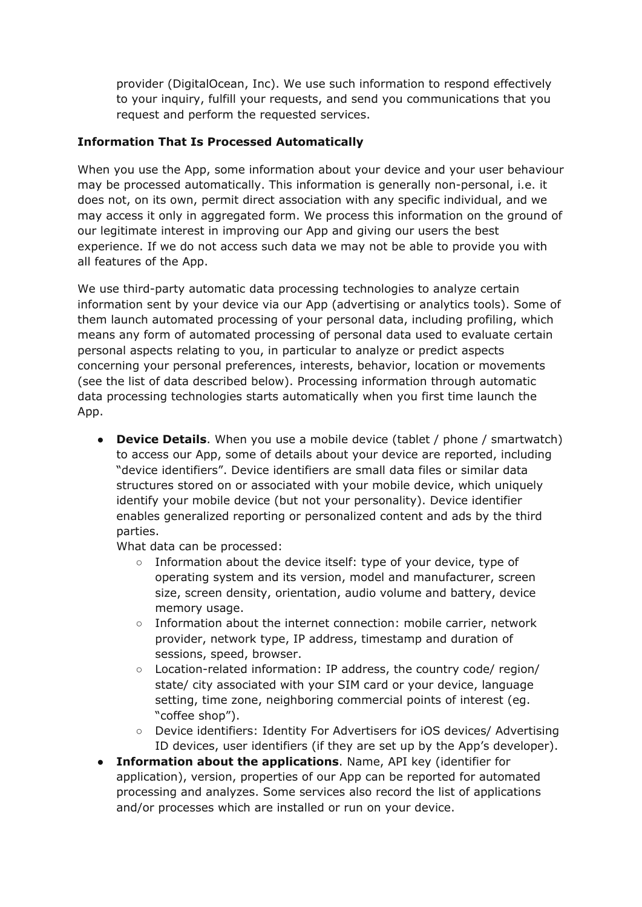provider (DigitalOcean, Inc). We use such information to respond effectively to your inquiry, fulfill your requests, and send you communications that you request and perform the requested services.

**Information That Is Processed Automatically**

When you use the App, some information about your device and your user behaviour may be processed automatically. This information is generally non-personal, i.e. it does not, on its own, permit direct association with any specific individual, and we may access it only in aggregated form. We process this information on the ground of our legitimate interest in improving our App and giving our users the best experience. If we do not access such data we may not be able to provide you with all features of the App.

We use third-party automatic data processing technologies to analyze certain information sent by your device via our App (advertising or analytics tools). Some of them launch automated processing of your personal data, including profiling, which means any form of automated processing of personal data used to evaluate certain personal aspects relating to you, in particular to analyze or predict aspects concerning your personal preferences, interests, behavior, location or movements (see the list of data described below). Processing information through automatic data processing technologies starts automatically when you first time launch the App.

- **Device Details**. When you use a mobile device (tablet / phone / smartwatch) to access our App, some of details about your device are reported, including "device identifiers". Device identifiers are small data files or similar data structures stored on or associated with your mobile device, which uniquely identify your mobile device (but not your personality). Device identifier enables generalized reporting or personalized content and ads by the third parties.
  What data can be processed:
  - Information about the device itself: type of your device, type of operating system and its version, model and manufacturer, screen size, screen density, orientation, audio volume and battery, device memory usage.
  - Information about the internet connection: mobile carrier, network provider, network type, IP address, timestamp and duration of sessions, speed, browser.
  - Location-related information: IP address, the country code/ region/ state/ city associated with your SIM card or your device, language setting, time zone, neighboring commercial points of interest (eg. "coffee shop").
  - Device identifiers: Identity For Advertisers for iOS devices/ Advertising ID devices, user identifiers (if they are set up by the App's developer).
- **Information about the applications**. Name, API key (identifier for application), version, properties of our App can be reported for automated processing and analyzes. Some services also record the list of applications and/or processes which are installed or run on your device.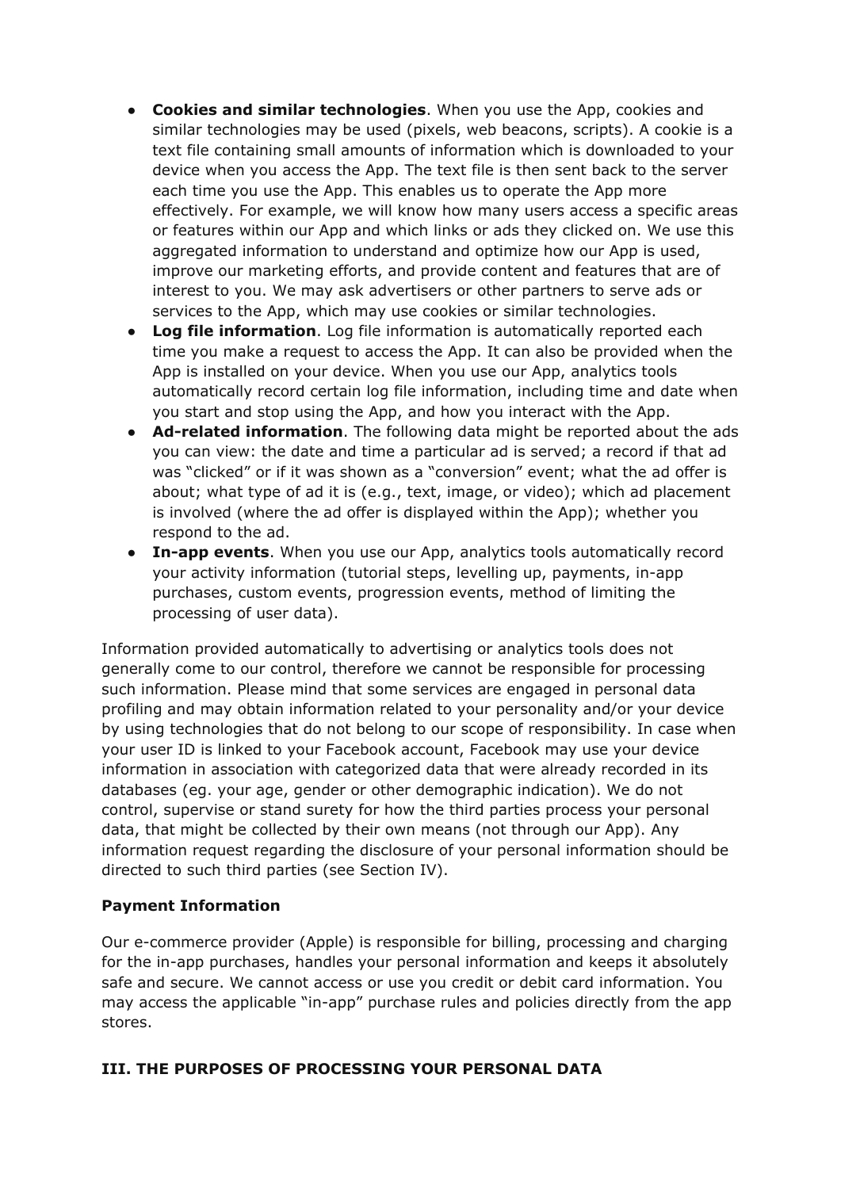- **Cookies and similar technologies**. When you use the App, cookies and similar technologies may be used (pixels, web beacons, scripts). A cookie is a text file containing small amounts of information which is downloaded to your device when you access the App. The text file is then sent back to the server each time you use the App. This enables us to operate the App more effectively. For example, we will know how many users access a specific areas or features within our App and which links or ads they clicked on. We use this aggregated information to understand and optimize how our App is used, improve our marketing efforts, and provide content and features that are of interest to you. We may ask advertisers or other partners to serve ads or services to the App, which may use cookies or similar technologies.
- **Log file information**. Log file information is automatically reported each time you make a request to access the App. It can also be provided when the App is installed on your device. When you use our App, analytics tools automatically record certain log file information, including time and date when you start and stop using the App, and how you interact with the App.
- **Ad-related information**. The following data might be reported about the ads you can view: the date and time a particular ad is served; a record if that ad was "clicked" or if it was shown as a "conversion" event; what the ad offer is about; what type of ad it is (e.g., text, image, or video); which ad placement is involved (where the ad offer is displayed within the App); whether you respond to the ad.
- **In-app events**. When you use our App, analytics tools automatically record your activity information (tutorial steps, levelling up, payments, in-app purchases, custom events, progression events, method of limiting the processing of user data).

Information provided automatically to advertising or analytics tools does not generally come to our control, therefore we cannot be responsible for processing such information. Please mind that some services are engaged in personal data profiling and may obtain information related to your personality and/or your device by using technologies that do not belong to our scope of responsibility. In case when your user ID is linked to your Facebook account, Facebook may use your device information in association with categorized data that were already recorded in its databases (eg. your age, gender or other demographic indication). We do not control, supervise or stand surety for how the third parties process your personal data, that might be collected by their own means (not through our App). Any information request regarding the disclosure of your personal information should be directed to such third parties (see Section IV).

**Payment Information**

Our e-commerce provider (Apple) is responsible for billing, processing and charging for the in-app purchases, handles your personal information and keeps it absolutely safe and secure. We cannot access or use you credit or debit card information. You may access the applicable "in-app" purchase rules and policies directly from the app stores.

## III. THE PURPOSES OF PROCESSING YOUR PERSONAL DATA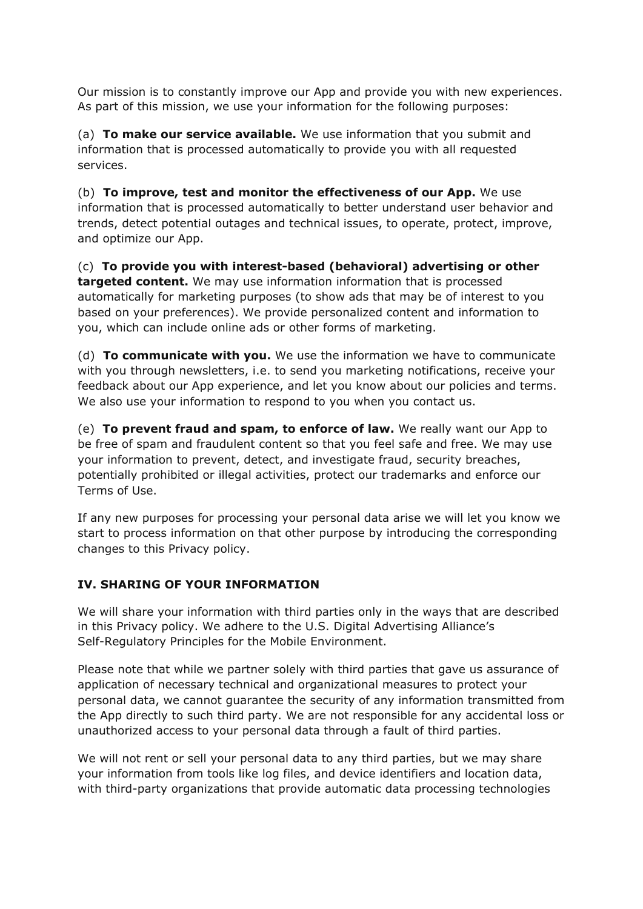Our mission is to constantly improve our App and provide you with new experiences. As part of this mission, we use your information for the following purposes:

(a) **To make our service available.** We use information that you submit and information that is processed automatically to provide you with all requested services.

(b) **To improve, test and monitor the effectiveness of our App.** We use information that is processed automatically to better understand user behavior and trends, detect potential outages and technical issues, to operate, protect, improve, and optimize our App.

(c) **To provide you with interest-based (behavioral) advertising or other targeted content.** We may use information information that is processed automatically for marketing purposes (to show ads that may be of interest to you based on your preferences). We provide personalized content and information to you, which can include online ads or other forms of marketing.

(d) **To communicate with you.** We use the information we have to communicate with you through newsletters, i.e. to send you marketing notifications, receive your feedback about our App experience, and let you know about our policies and terms. We also use your information to respond to you when you contact us.

(e) **To prevent fraud and spam, to enforce of law.** We really want our App to be free of spam and fraudulent content so that you feel safe and free. We may use your information to prevent, detect, and investigate fraud, security breaches, potentially prohibited or illegal activities, protect our trademarks and enforce our Terms of Use.

If any new purposes for processing your personal data arise we will let you know we start to process information on that other purpose by introducing the corresponding changes to this Privacy policy.

## IV. SHARING OF YOUR INFORMATION

We will share your information with third parties only in the ways that are described in this Privacy policy. We adhere to the U.S. Digital Advertising Alliance's Self-Regulatory Principles for the Mobile Environment.

Please note that while we partner solely with third parties that gave us assurance of application of necessary technical and organizational measures to protect your personal data, we cannot guarantee the security of any information transmitted from the App directly to such third party. We are not responsible for any accidental loss or unauthorized access to your personal data through a fault of third parties.

We will not rent or sell your personal data to any third parties, but we may share your information from tools like log files, and device identifiers and location data, with third-party organizations that provide automatic data processing technologies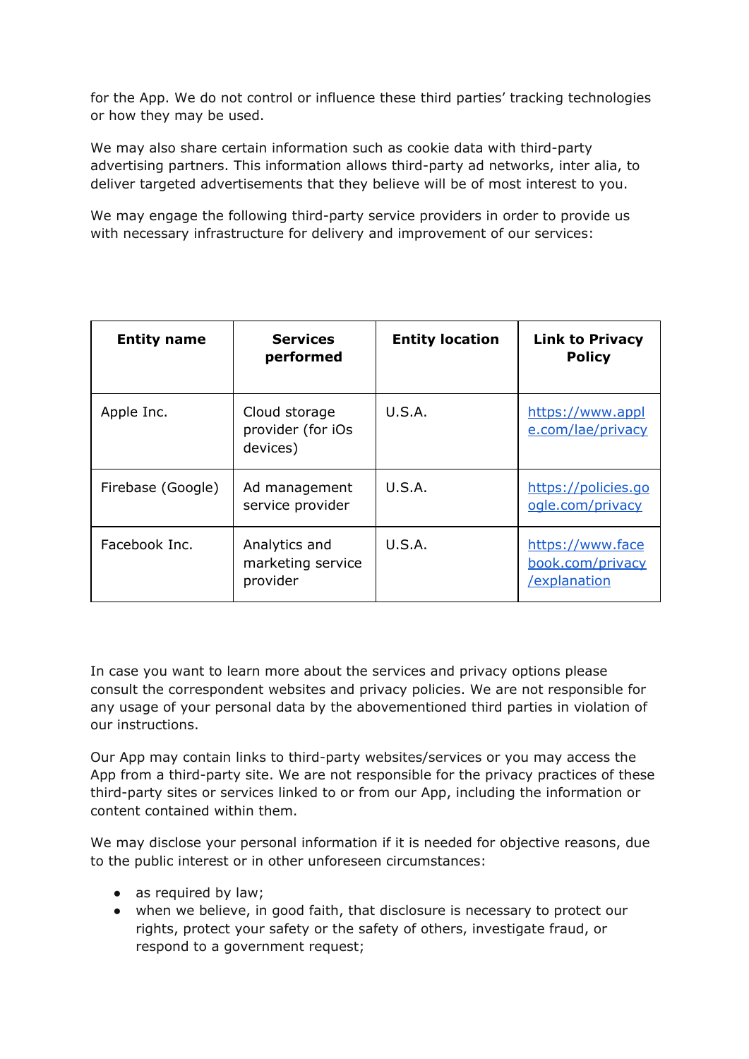for the App. We do not control or influence these third parties' tracking technologies or how they may be used.

We may also share certain information such as cookie data with third-party advertising partners. This information allows third-party ad networks, inter alia, to deliver targeted advertisements that they believe will be of most interest to you.

We may engage the following third-party service providers in order to provide us with necessary infrastructure for delivery and improvement of our services:

| **Entity name** | **Services performed** | **Entity location** | **Link to Privacy Policy** |
|---|---|---|---|
| Apple Inc. | Cloud storage provider (for iOs devices) | U.S.A. | https://www.apple.com/lae/privacy |
| Firebase (Google) | Ad management service provider | U.S.A. | https://policies.google.com/privacy |
| Facebook Inc. | Analytics and marketing service provider | U.S.A. | https://www.facebook.com/privacy/explanation |

In case you want to learn more about the services and privacy options please consult the correspondent websites and privacy policies. We are not responsible for any usage of your personal data by the abovementioned third parties in violation of our instructions.

Our App may contain links to third-party websites/services or you may access the App from a third-party site. We are not responsible for the privacy practices of these third-party sites or services linked to or from our App, including the information or content contained within them.

We may disclose your personal information if it is needed for objective reasons, due to the public interest or in other unforeseen circumstances:

- as required by law;
- when we believe, in good faith, that disclosure is necessary to protect our rights, protect your safety or the safety of others, investigate fraud, or respond to a government request;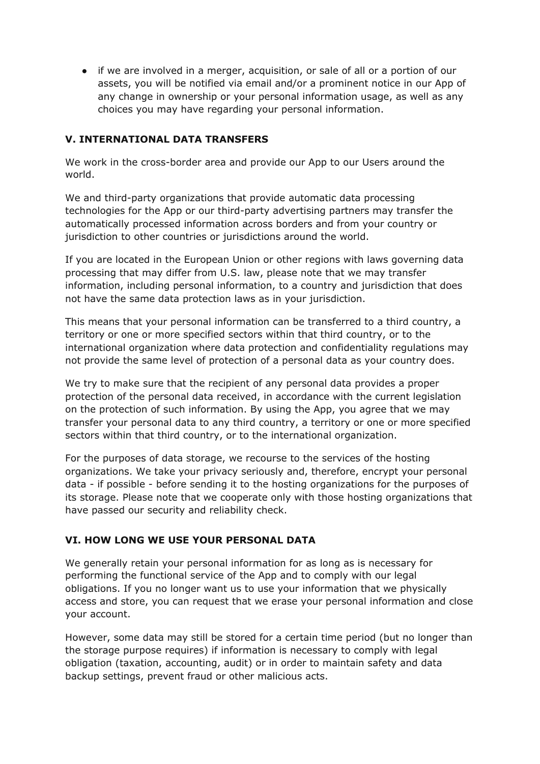- if we are involved in a merger, acquisition, or sale of all or a portion of our assets, you will be notified via email and/or a prominent notice in our App of any change in ownership or your personal information usage, as well as any choices you may have regarding your personal information.

## V. INTERNATIONAL DATA TRANSFERS

We work in the cross-border area and provide our App to our Users around the world.

We and third-party organizations that provide automatic data processing technologies for the App or our third-party advertising partners may transfer the automatically processed information across borders and from your country or jurisdiction to other countries or jurisdictions around the world.

If you are located in the European Union or other regions with laws governing data processing that may differ from U.S. law, please note that we may transfer information, including personal information, to a country and jurisdiction that does not have the same data protection laws as in your jurisdiction.

This means that your personal information can be transferred to a third country, a territory or one or more specified sectors within that third country, or to the international organization where data protection and confidentiality regulations may not provide the same level of protection of a personal data as your country does.

We try to make sure that the recipient of any personal data provides a proper protection of the personal data received, in accordance with the current legislation on the protection of such information. By using the App, you agree that we may transfer your personal data to any third country, a territory or one or more specified sectors within that third country, or to the international organization.

For the purposes of data storage, we recourse to the services of the hosting organizations. We take your privacy seriously and, therefore, encrypt your personal data - if possible - before sending it to the hosting organizations for the purposes of its storage. Please note that we cooperate only with those hosting organizations that have passed our security and reliability check.

## VI. HOW LONG WE USE YOUR PERSONAL DATA

We generally retain your personal information for as long as is necessary for performing the functional service of the App and to comply with our legal obligations. If you no longer want us to use your information that we physically access and store, you can request that we erase your personal information and close your account.

However, some data may still be stored for a certain time period (but no longer than the storage purpose requires) if information is necessary to comply with legal obligation (taxation, accounting, audit) or in order to maintain safety and data backup settings, prevent fraud or other malicious acts.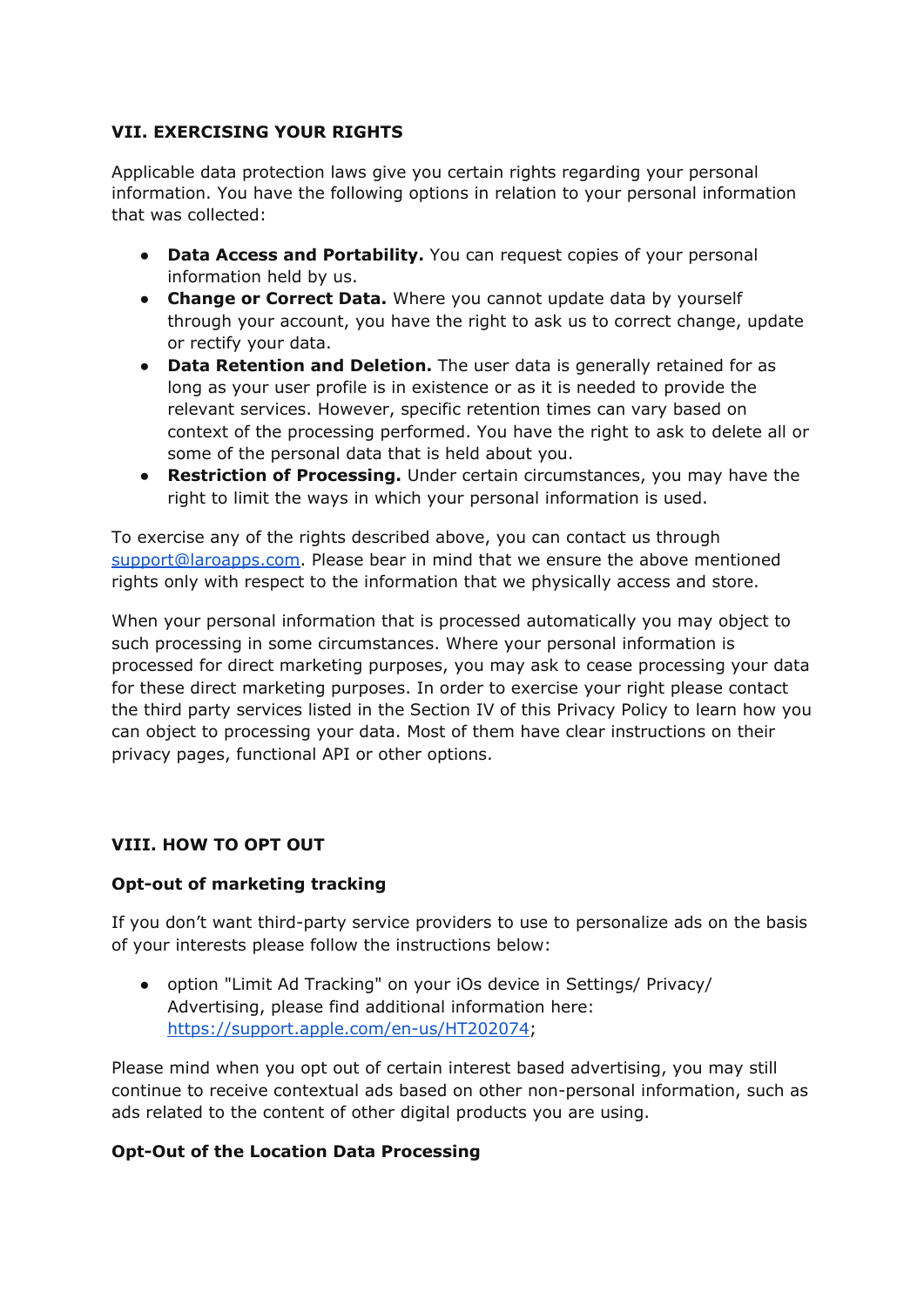## VII. EXERCISING YOUR RIGHTS

Applicable data protection laws give you certain rights regarding your personal information. You have the following options in relation to your personal information that was collected:

- **Data Access and Portability.** You can request copies of your personal information held by us.
- **Change or Correct Data.** Where you cannot update data by yourself through your account, you have the right to ask us to correct change, update or rectify your data.
- **Data Retention and Deletion.** The user data is generally retained for as long as your user profile is in existence or as it is needed to provide the relevant services. However, specific retention times can vary based on context of the processing performed. You have the right to ask to delete all or some of the personal data that is held about you.
- **Restriction of Processing.** Under certain circumstances, you may have the right to limit the ways in which your personal information is used.

To exercise any of the rights described above, you can contact us through support@laroapps.com. Please bear in mind that we ensure the above mentioned rights only with respect to the information that we physically access and store.

When your personal information that is processed automatically you may object to such processing in some circumstances. Where your personal information is processed for direct marketing purposes, you may ask to cease processing your data for these direct marketing purposes. In order to exercise your right please contact the third party services listed in the Section IV of this Privacy Policy to learn how you can object to processing your data. Most of them have clear instructions on their privacy pages, functional API or other options.

## VIII. HOW TO OPT OUT

### Opt-out of marketing tracking

If you don't want third-party service providers to use to personalize ads on the basis of your interests please follow the instructions below:

- option "Limit Ad Tracking" on your iOs device in Settings/ Privacy/ Advertising, please find additional information here: https://support.apple.com/en-us/HT202074;

Please mind when you opt out of certain interest based advertising, you may still continue to receive contextual ads based on other non-personal information, such as ads related to the content of other digital products you are using.

### Opt-Out of the Location Data Processing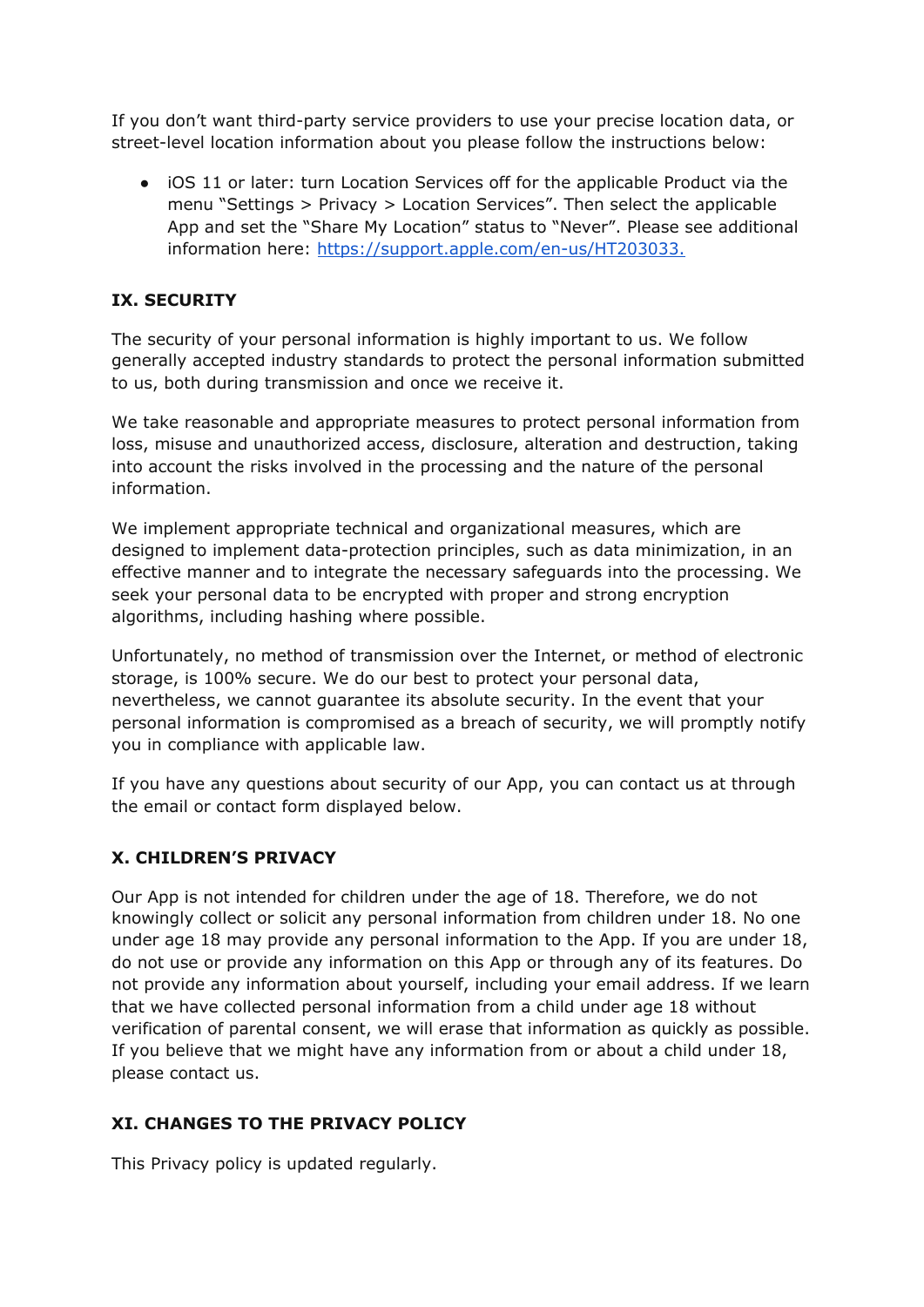If you don't want third-party service providers to use your precise location data, or street-level location information about you please follow the instructions below:

- iOS 11 or later: turn Location Services off for the applicable Product via the menu "Settings > Privacy > Location Services". Then select the applicable App and set the "Share My Location" status to "Never". Please see additional information here: [https://support.apple.com/en-us/HT203033.](https://support.apple.com/en-us/HT203033)

## IX. SECURITY

The security of your personal information is highly important to us. We follow generally accepted industry standards to protect the personal information submitted to us, both during transmission and once we receive it.

We take reasonable and appropriate measures to protect personal information from loss, misuse and unauthorized access, disclosure, alteration and destruction, taking into account the risks involved in the processing and the nature of the personal information.

We implement appropriate technical and organizational measures, which are designed to implement data-protection principles, such as data minimization, in an effective manner and to integrate the necessary safeguards into the processing. We seek your personal data to be encrypted with proper and strong encryption algorithms, including hashing where possible.

Unfortunately, no method of transmission over the Internet, or method of electronic storage, is 100% secure. We do our best to protect your personal data, nevertheless, we cannot guarantee its absolute security. In the event that your personal information is compromised as a breach of security, we will promptly notify you in compliance with applicable law.

If you have any questions about security of our App, you can contact us at through the email or contact form displayed below.

## X. CHILDREN'S PRIVACY

Our App is not intended for children under the age of 18. Therefore, we do not knowingly collect or solicit any personal information from children under 18. No one under age 18 may provide any personal information to the App. If you are under 18, do not use or provide any information on this App or through any of its features. Do not provide any information about yourself, including your email address. If we learn that we have collected personal information from a child under age 18 without verification of parental consent, we will erase that information as quickly as possible. If you believe that we might have any information from or about a child under 18, please contact us.

## XI. CHANGES TO THE PRIVACY POLICY

This Privacy policy is updated regularly.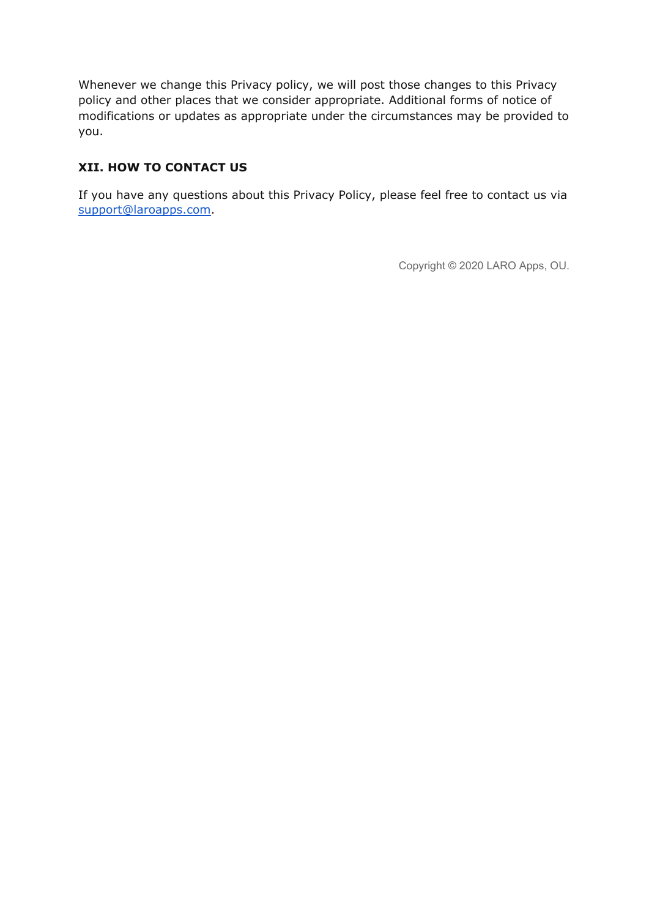Whenever we change this Privacy policy, we will post those changes to this Privacy policy and other places that we consider appropriate. Additional forms of notice of modifications or updates as appropriate under the circumstances may be provided to you.

## XII. HOW TO CONTACT US

If you have any questions about this Privacy Policy, please feel free to contact us via [support@laroapps.com](mailto:support@laroapps.com).

Copyright © 2020 LARO Apps, OU.